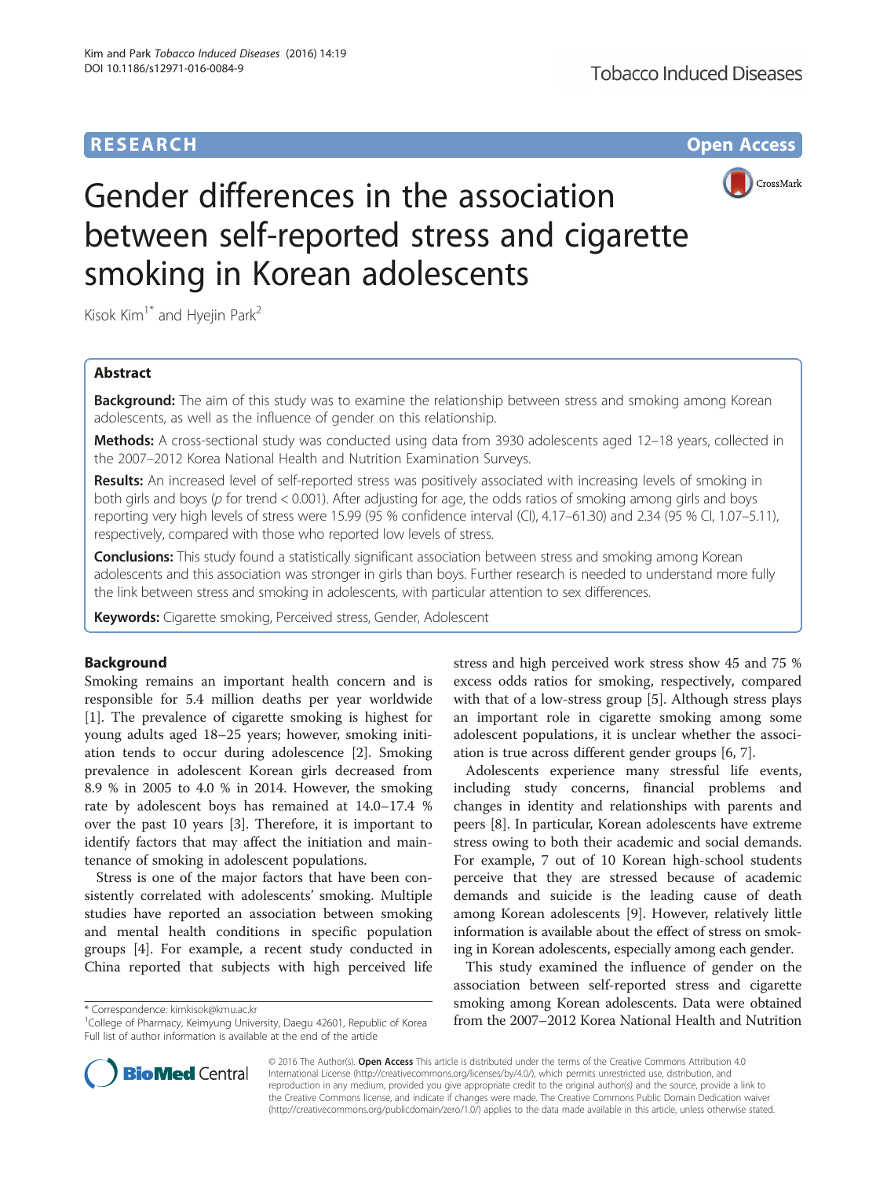**RESEARCH** **Open Access**

# Gender differences in the association between self-reported stress and cigarette smoking in Korean adolescents

Kisok Kim[1*] and Hyejin Park[2]

## Abstract

**Background:** The aim of this study was to examine the relationship between stress and smoking among Korean adolescents, as well as the influence of gender on this relationship.

**Methods:** A cross-sectional study was conducted using data from 3930 adolescents aged 12–18 years, collected in the 2007–2012 Korea National Health and Nutrition Examination Surveys.

**Results:** An increased level of self-reported stress was positively associated with increasing levels of smoking in both girls and boys (*p* for trend < 0.001). After adjusting for age, the odds ratios of smoking among girls and boys reporting very high levels of stress were 15.99 (95 % confidence interval (CI), 4.17–61.30) and 2.34 (95 % CI, 1.07–5.11), respectively, compared with those who reported low levels of stress.

**Conclusions:** This study found a statistically significant association between stress and smoking among Korean adolescents and this association was stronger in girls than boys. Further research is needed to understand more fully the link between stress and smoking in adolescents, with particular attention to sex differences.

**Keywords:** Cigarette smoking, Perceived stress, Gender, Adolescent

## Background

Smoking remains an important health concern and is responsible for 5.4 million deaths per year worldwide [1]. The prevalence of cigarette smoking is highest for young adults aged 18–25 years; however, smoking initiation tends to occur during adolescence [2]. Smoking prevalence in adolescent Korean girls decreased from 8.9 % in 2005 to 4.0 % in 2014. However, the smoking rate by adolescent boys has remained at 14.0–17.4 % over the past 10 years [3]. Therefore, it is important to identify factors that may affect the initiation and maintenance of smoking in adolescent populations.

Stress is one of the major factors that have been consistently correlated with adolescents' smoking. Multiple studies have reported an association between smoking and mental health conditions in specific population groups [4]. For example, a recent study conducted in China reported that subjects with high perceived life stress and high perceived work stress show 45 and 75 % excess odds ratios for smoking, respectively, compared with that of a low-stress group [5]. Although stress plays an important role in cigarette smoking among some adolescent populations, it is unclear whether the association is true across different gender groups [6, 7].

Adolescents experience many stressful life events, including study concerns, financial problems and changes in identity and relationships with parents and peers [8]. In particular, Korean adolescents have extreme stress owing to both their academic and social demands. For example, 7 out of 10 Korean high-school students perceive that they are stressed because of academic demands and suicide is the leading cause of death among Korean adolescents [9]. However, relatively little information is available about the effect of stress on smoking in Korean adolescents, especially among each gender.

This study examined the influence of gender on the association between self-reported stress and cigarette smoking among Korean adolescents. Data were obtained from the 2007–2012 Korea National Health and Nutrition

\* Correspondence: kimkisok@kmu.ac.kr
[1]College of Pharmacy, Keimyung University, Daegu 42601, Republic of Korea
Full list of author information is available at the end of the article

© 2016 The Author(s). **Open Access** This article is distributed under the terms of the Creative Commons Attribution 4.0 International License (http://creativecommons.org/licenses/by/4.0/), which permits unrestricted use, distribution, and reproduction in any medium, provided you give appropriate credit to the original author(s) and the source, provide a link to the Creative Commons license, and indicate if changes were made. The Creative Commons Public Domain Dedication waiver (http://creativecommons.org/publicdomain/zero/1.0/) applies to the data made available in this article, unless otherwise stated.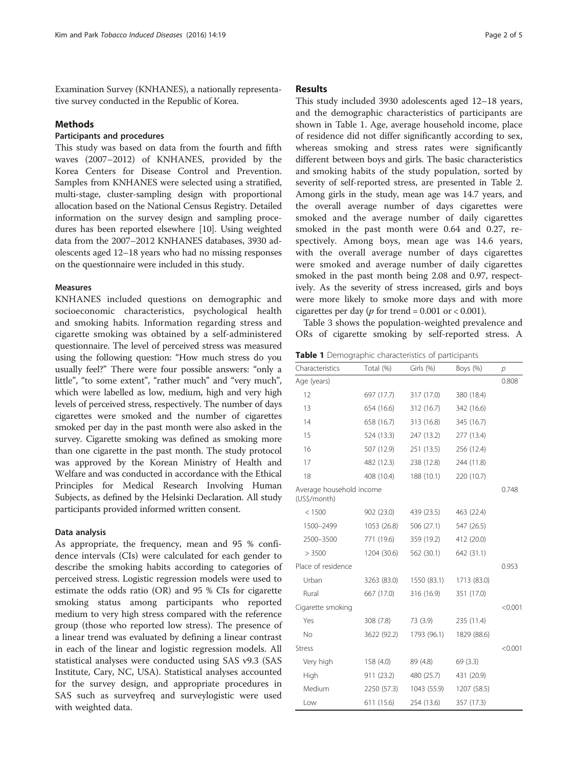Examination Survey (KNHANES), a nationally representative survey conducted in the Republic of Korea.

## Methods

### Participants and procedures

This study was based on data from the fourth and fifth waves (2007–2012) of KNHANES, provided by the Korea Centers for Disease Control and Prevention. Samples from KNHANES were selected using a stratified, multi-stage, cluster-sampling design with proportional allocation based on the National Census Registry. Detailed information on the survey design and sampling procedures has been reported elsewhere [10]. Using weighted data from the 2007–2012 KNHANES databases, 3930 adolescents aged 12–18 years who had no missing responses on the questionnaire were included in this study.

### Measures

KNHANES included questions on demographic and socioeconomic characteristics, psychological health and smoking habits. Information regarding stress and cigarette smoking was obtained by a self-administered questionnaire. The level of perceived stress was measured using the following question: "How much stress do you usually feel?" There were four possible answers: "only a little", "to some extent", "rather much" and "very much", which were labelled as low, medium, high and very high levels of perceived stress, respectively. The number of days cigarettes were smoked and the number of cigarettes smoked per day in the past month were also asked in the survey. Cigarette smoking was defined as smoking more than one cigarette in the past month. The study protocol was approved by the Korean Ministry of Health and Welfare and was conducted in accordance with the Ethical Principles for Medical Research Involving Human Subjects, as defined by the Helsinki Declaration. All study participants provided informed written consent.

### Data analysis

As appropriate, the frequency, mean and 95 % confidence intervals (CIs) were calculated for each gender to describe the smoking habits according to categories of perceived stress. Logistic regression models were used to estimate the odds ratio (OR) and 95 % CIs for cigarette smoking status among participants who reported medium to very high stress compared with the reference group (those who reported low stress). The presence of a linear trend was evaluated by defining a linear contrast in each of the linear and logistic regression models. All statistical analyses were conducted using SAS v9.3 (SAS Institute, Cary, NC, USA). Statistical analyses accounted for the survey design, and appropriate procedures in SAS such as surveyfreq and surveylogistic were used with weighted data.

## Results

This study included 3930 adolescents aged 12–18 years, and the demographic characteristics of participants are shown in Table 1. Age, average household income, place of residence did not differ significantly according to sex, whereas smoking and stress rates were significantly different between boys and girls. The basic characteristics and smoking habits of the study population, sorted by severity of self-reported stress, are presented in Table 2. Among girls in the study, mean age was 14.7 years, and the overall average number of days cigarettes were smoked and the average number of daily cigarettes smoked in the past month were 0.64 and 0.27, respectively. Among boys, mean age was 14.6 years, with the overall average number of days cigarettes were smoked and average number of daily cigarettes smoked in the past month being 2.08 and 0.97, respectively. As the severity of stress increased, girls and boys were more likely to smoke more days and with more cigarettes per day ($p$ for trend = 0.001 or < 0.001).

Table 3 shows the population-weighted prevalence and ORs of cigarette smoking by self-reported stress. A

**Table 1** Demographic characteristics of participants

| Characteristics | Total (%) | Girls (%) | Boys (%) | $p$ |
|---|---|---|---|---|
| Age (years) | | | | 0.808 |
| 12 | 697 (17.7) | 317 (17.0) | 380 (18.4) | |
| 13 | 654 (16.6) | 312 (16.7) | 342 (16.6) | |
| 14 | 658 (16.7) | 313 (16.8) | 345 (16.7) | |
| 15 | 524 (13.3) | 247 (13.2) | 277 (13.4) | |
| 16 | 507 (12.9) | 251 (13.5) | 256 (12.4) | |
| 17 | 482 (12.3) | 238 (12.8) | 244 (11.8) | |
| 18 | 408 (10.4) | 188 (10.1) | 220 (10.7) | |
| Average household income (US$/month) | | | | 0.748 |
| < 1500 | 902 (23.0) | 439 (23.5) | 463 (22.4) | |
| 1500–2499 | 1053 (26.8) | 506 (27.1) | 547 (26.5) | |
| 2500–3500 | 771 (19.6) | 359 (19.2) | 412 (20.0) | |
| > 3500 | 1204 (30.6) | 562 (30.1) | 642 (31.1) | |
| Place of residence | | | | 0.953 |
| Urban | 3263 (83.0) | 1550 (83.1) | 1713 (83.0) | |
| Rural | 667 (17.0) | 316 (16.9) | 351 (17.0) | |
| Cigarette smoking | | | | <0.001 |
| Yes | 308 (7.8) | 73 (3.9) | 235 (11.4) | |
| No | 3622 (92.2) | 1793 (96.1) | 1829 (88.6) | |
| Stress | | | | <0.001 |
| Very high | 158 (4.0) | 89 (4.8) | 69 (3.3) | |
| High | 911 (23.2) | 480 (25.7) | 431 (20.9) | |
| Medium | 2250 (57.3) | 1043 (55.9) | 1207 (58.5) | |
| Low | 611 (15.6) | 254 (13.6) | 357 (17.3) | |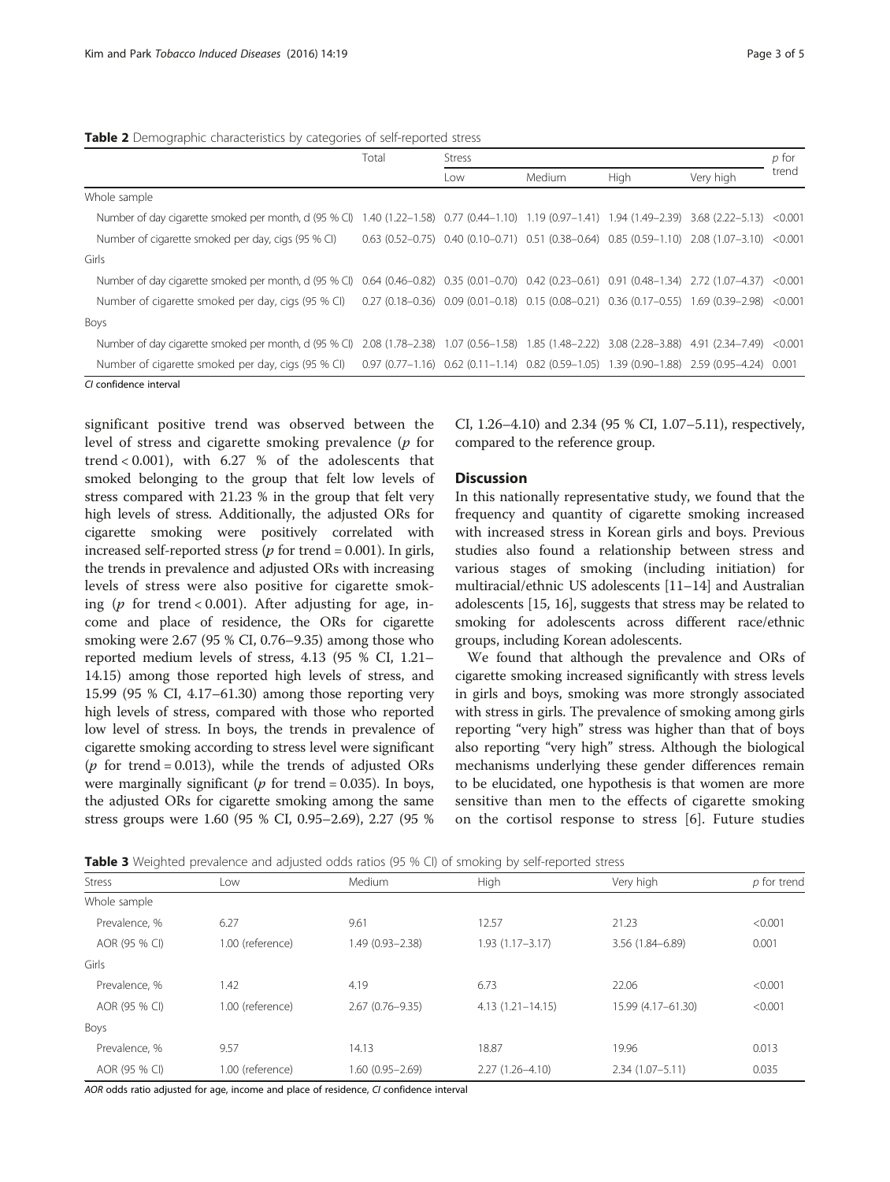**Table 2** Demographic characteristics by categories of self-reported stress

| | Total | Stress | | | | p for trend |
|---|---|---|---|---|---|---|
| | | Low | Medium | High | Very high | |
| Whole sample | | | | | | |
| Number of day cigarette smoked per month, d (95 % CI) | 1.40 (1.22–1.58) | 0.77 (0.44–1.10) | 1.19 (0.97–1.41) | 1.94 (1.49–2.39) | 3.68 (2.22–5.13) | <0.001 |
| Number of cigarette smoked per day, cigs (95 % CI) | 0.63 (0.52–0.75) | 0.40 (0.10–0.71) | 0.51 (0.38–0.64) | 0.85 (0.59–1.10) | 2.08 (1.07–3.10) | <0.001 |
| Girls | | | | | | |
| Number of day cigarette smoked per month, d (95 % CI) | 0.64 (0.46–0.82) | 0.35 (0.01–0.70) | 0.42 (0.23–0.61) | 0.91 (0.48–1.34) | 2.72 (1.07–4.37) | <0.001 |
| Number of cigarette smoked per day, cigs (95 % CI) | 0.27 (0.18–0.36) | 0.09 (0.01–0.18) | 0.15 (0.08–0.21) | 0.36 (0.17–0.55) | 1.69 (0.39–2.98) | <0.001 |
| Boys | | | | | | |
| Number of day cigarette smoked per month, d (95 % CI) | 2.08 (1.78–2.38) | 1.07 (0.56–1.58) | 1.85 (1.48–2.22) | 3.08 (2.28–3.88) | 4.91 (2.34–7.49) | <0.001 |
| Number of cigarette smoked per day, cigs (95 % CI) | 0.97 (0.77–1.16) | 0.62 (0.11–1.14) | 0.82 (0.59–1.05) | 1.39 (0.90–1.88) | 2.59 (0.95–4.24) | 0.001 |

*CI* confidence interval

significant positive trend was observed between the level of stress and cigarette smoking prevalence ($p$ for trend < 0.001), with 6.27 % of the adolescents that smoked belonging to the group that felt low levels of stress compared with 21.23 % in the group that felt very high levels of stress. Additionally, the adjusted ORs for cigarette smoking were positively correlated with increased self-reported stress ($p$ for trend = 0.001). In girls, the trends in prevalence and adjusted ORs with increasing levels of stress were also positive for cigarette smoking ($p$ for trend < 0.001). After adjusting for age, income and place of residence, the ORs for cigarette smoking were 2.67 (95 % CI, 0.76–9.35) among those who reported medium levels of stress, 4.13 (95 % CI, 1.21–14.15) among those reported high levels of stress, and 15.99 (95 % CI, 4.17–61.30) among those reporting very high levels of stress, compared with those who reported low level of stress. In boys, the trends in prevalence of cigarette smoking according to stress level were significant ($p$ for trend = 0.013), while the trends of adjusted ORs were marginally significant ($p$ for trend = 0.035). In boys, the adjusted ORs for cigarette smoking among the same stress groups were 1.60 (95 % CI, 0.95–2.69), 2.27 (95 % CI, 1.26–4.10) and 2.34 (95 % CI, 1.07–5.11), respectively, compared to the reference group.

## Discussion

In this nationally representative study, we found that the frequency and quantity of cigarette smoking increased with increased stress in Korean girls and boys. Previous studies also found a relationship between stress and various stages of smoking (including initiation) for multiracial/ethnic US adolescents [11–14] and Australian adolescents [15, 16], suggests that stress may be related to smoking for adolescents across different race/ethnic groups, including Korean adolescents.

We found that although the prevalence and ORs of cigarette smoking increased significantly with stress levels in girls and boys, smoking was more strongly associated with stress in girls. The prevalence of smoking among girls reporting "very high" stress was higher than that of boys also reporting "very high" stress. Although the biological mechanisms underlying these gender differences remain to be elucidated, one hypothesis is that women are more sensitive than men to the effects of cigarette smoking on the cortisol response to stress [6]. Future studies

**Table 3** Weighted prevalence and adjusted odds ratios (95 % CI) of smoking by self-reported stress

| Stress | Low | Medium | High | Very high | p for trend |
|---|---|---|---|---|---|
| Whole sample | | | | | |
| Prevalence, % | 6.27 | 9.61 | 12.57 | 21.23 | <0.001 |
| AOR (95 % CI) | 1.00 (reference) | 1.49 (0.93–2.38) | 1.93 (1.17–3.17) | 3.56 (1.84–6.89) | 0.001 |
| Girls | | | | | |
| Prevalence, % | 1.42 | 4.19 | 6.73 | 22.06 | <0.001 |
| AOR (95 % CI) | 1.00 (reference) | 2.67 (0.76–9.35) | 4.13 (1.21–14.15) | 15.99 (4.17–61.30) | <0.001 |
| Boys | | | | | |
| Prevalence, % | 9.57 | 14.13 | 18.87 | 19.96 | 0.013 |
| AOR (95 % CI) | 1.00 (reference) | 1.60 (0.95–2.69) | 2.27 (1.26–4.10) | 2.34 (1.07–5.11) | 0.035 |

*AOR* odds ratio adjusted for age, income and place of residence, *CI* confidence interval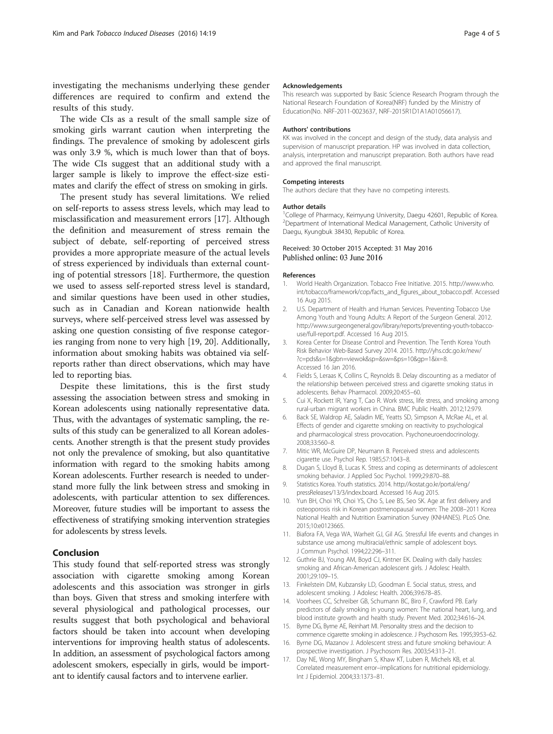investigating the mechanisms underlying these gender differences are required to confirm and extend the results of this study.

The wide CIs as a result of the small sample size of smoking girls warrant caution when interpreting the findings. The prevalence of smoking by adolescent girls was only 3.9 %, which is much lower than that of boys. The wide CIs suggest that an additional study with a larger sample is likely to improve the effect-size estimates and clarify the effect of stress on smoking in girls.

The present study has several limitations. We relied on self-reports to assess stress levels, which may lead to misclassification and measurement errors [17]. Although the definition and measurement of stress remain the subject of debate, self-reporting of perceived stress provides a more appropriate measure of the actual levels of stress experienced by individuals than external counting of potential stressors [18]. Furthermore, the question we used to assess self-reported stress level is standard, and similar questions have been used in other studies, such as in Canadian and Korean nationwide health surveys, where self-perceived stress level was assessed by asking one question consisting of five response categories ranging from none to very high [19, 20]. Additionally, information about smoking habits was obtained via self-reports rather than direct observations, which may have led to reporting bias.

Despite these limitations, this is the first study assessing the association between stress and smoking in Korean adolescents using nationally representative data. Thus, with the advantages of systematic sampling, the results of this study can be generalized to all Korean adolescents. Another strength is that the present study provides not only the prevalence of smoking, but also quantitative information with regard to the smoking habits among Korean adolescents. Further research is needed to understand more fully the link between stress and smoking in adolescents, with particular attention to sex differences. Moreover, future studies will be important to assess the effectiveness of stratifying smoking intervention strategies for adolescents by stress levels.

## Conclusion

This study found that self-reported stress was strongly association with cigarette smoking among Korean adolescents and this association was stronger in girls than boys. Given that stress and smoking interfere with several physiological and pathological processes, our results suggest that both psychological and behavioral factors should be taken into account when developing interventions for improving health status of adolescents. In addition, an assessment of psychological factors among adolescent smokers, especially in girls, would be important to identify causal factors and to intervene earlier.

#### Acknowledgements

This research was supported by Basic Science Research Program through the National Research Foundation of Korea(NRF) funded by the Ministry of Education(No. NRF-2011-0023637, NRF-2015R1D1A1A01056617).

#### Authors' contributions

KK was involved in the concept and design of the study, data analysis and supervision of manuscript preparation. HP was involved in data collection, analysis, interpretation and manuscript preparation. Both authors have read and approved the final manuscript.

#### Competing interests

The authors declare that they have no competing interests.

#### Author details

[1]College of Pharmacy, Keimyung University, Daegu 42601, Republic of Korea. [2]Department of International Medical Management, Catholic University of Daegu, Kyungbuk 38430, Republic of Korea.

Received: 30 October 2015 Accepted: 31 May 2016
Published online: 03 June 2016

#### References

1. World Health Organization. Tobacco Free Initiative. 2015. http://www.who.int/tobacco/framework/cop/facts_and_figures_about_tobacco.pdf. Accessed 16 Aug 2015.
2. U.S. Department of Health and Human Services. Preventing Tobacco Use Among Youth and Young Adults: A Report of the Surgeon General. 2012. http://www.surgeongeneral.gov/library/reports/preventing-youth-tobacco-use/full-report.pdf. Accessed 16 Aug 2015.
3. Korea Center for Disease Control and Prevention. The Tenth Korea Youth Risk Behavior Web-Based Survey 2014. 2015. http://yhs.cdc.go.kr/new/?c=pds&s=1&gbn=viewok&sp=&sw=&ps=10&gp=1&ix=8. Accessed 16 Jan 2016.
4. Fields S, Leraas K, Collins C, Reynolds B. Delay discounting as a mediator of the relationship between perceived stress and cigarette smoking status in adolescents. Behav Pharmacol. 2009;20:455–60.
5. Cui X, Rockett IR, Yang T, Cao R. Work stress, life stress, and smoking among rural-urban migrant workers in China. BMC Public Health. 2012;12:979.
6. Back SE, Waldrop AE, Saladin ME, Yeatts SD, Simpson A, McRae AL, et al. Effects of gender and cigarette smoking on reactivity to psychological and pharmacological stress provocation. Psychoneuroendocrinology. 2008;33:560–8.
7. Mitic WR, McGuire DP, Neumann B. Perceived stress and adolescents cigarette use. Psychol Rep. 1985;57:1043–8.
8. Dugan S, Lloyd B, Lucas K. Stress and coping as determinants of adolescent smoking behavior. J Applied Soc Psychol. 1999;29:870–88.
9. Statistics Korea. Youth statistics. 2014. http://kostat.go.kr/portal/eng/pressReleases/13/3/index.board. Accessed 16 Aug 2015.
10. Yun BH, Choi YR, Choi YS, Cho S, Lee BS, Seo SK. Age at first delivery and osteoporosis risk in Korean postmenopausal women: The 2008–2011 Korea National Health and Nutrition Examination Survey (KNHANES). PLoS One. 2015;10:e0123665.
11. Biafora FA, Vega WA, Warheit GJ, Gil AG. Stressful life events and changes in substance use among multiracial/ethnic sample of adolescent boys. J Commun Psychol. 1994;22:296–311.
12. Guthrie BJ, Young AM, Boyd CJ, Kintner EK. Dealing with daily hassles: smoking and African-American adolescent girls. J Adolesc Health. 2001;29:109–15.
13. Finkelstein DM, Kubzansky LD, Goodman E. Social status, stress, and adolescent smoking. J Adolesc Health. 2006;39:678–85.
14. Voorhees CC, Schreiber GB, Schumann BC, Biro F, Crawford PB. Early predictors of daily smoking in young women: The national heart, lung, and blood institute growth and health study. Prevent Med. 2002;34:616–24.
15. Byrne DG, Byrne AE, Reinhart MI. Personality stress and the decision to commence cigarette smoking in adolescence. J Psychosom Res. 1995;39:53–62.
16. Byrne DG, Mazanov J. Adolescent stress and future smoking behaviour: A prospective investigation. J Psychosom Res. 2003;54:313–21.
17. Day NE, Wong MY, Bingham S, Khaw KT, Luben R, Michels KB, et al. Correlated measurement error–implications for nutritional epidemiology. Int J Epidemiol. 2004;33:1373–81.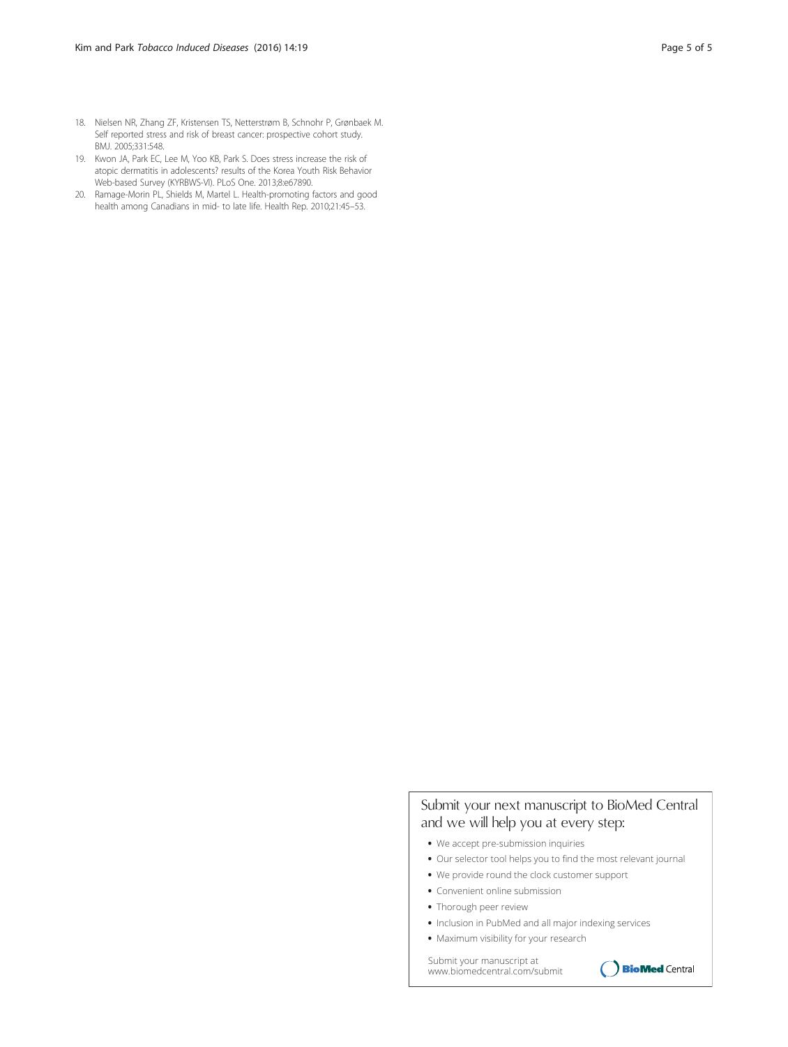18. Nielsen NR, Zhang ZF, Kristensen TS, Netterstrøm B, Schnohr P, Grønbaek M. Self reported stress and risk of breast cancer: prospective cohort study. BMJ. 2005;331:548.
19. Kwon JA, Park EC, Lee M, Yoo KB, Park S. Does stress increase the risk of atopic dermatitis in adolescents? results of the Korea Youth Risk Behavior Web-based Survey (KYRBWS-VI). PLoS One. 2013;8:e67890.
20. Ramage-Morin PL, Shields M, Martel L. Health-promoting factors and good health among Canadians in mid- to late life. Health Rep. 2010;21:45–53.

Submit your next manuscript to BioMed Central and we will help you at every step:

- We accept pre-submission inquiries
- Our selector tool helps you to find the most relevant journal
- We provide round the clock customer support
- Convenient online submission
- Thorough peer review
- Inclusion in PubMed and all major indexing services
- Maximum visibility for your research

Submit your manuscript at www.biomedcentral.com/submit

BioMed Central